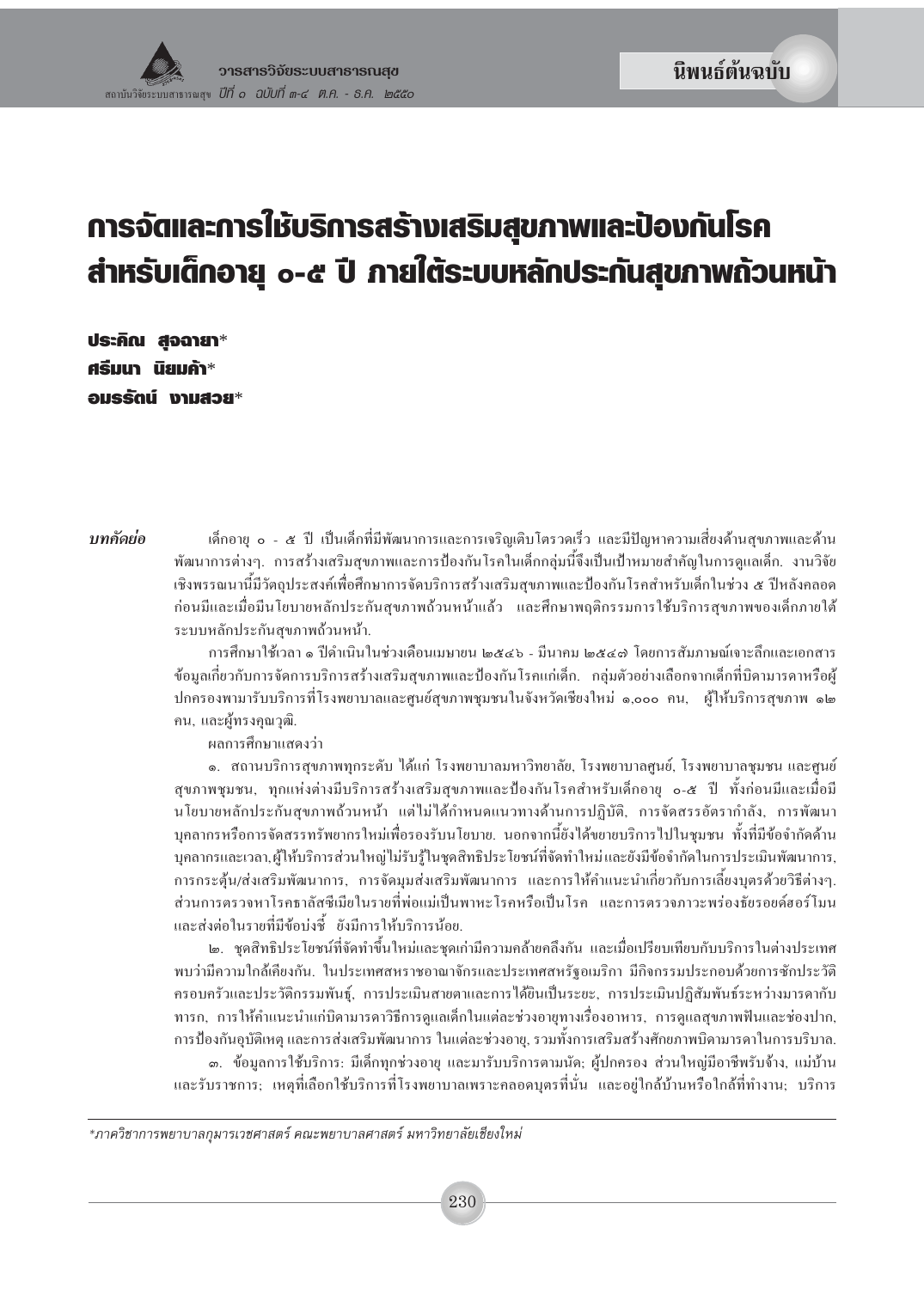นิพนธ์ต้นฉบับ

# การจัดและการใช้บริการสร้างเสริมสุขภาพและป้องกันโรคสำหรับเด็กอายุ ๐-๕ ปี ภายใต้ระบบหลักประกันสุขภาพถ้วนหน้า

**ประคิณ สุจฉายา***
**ศรีมนา นิยมค้า***
**อมรรัตน์ งามสวย***

***บทคัดย่อ*** เด็กอายุ ๐ - ๕ ปี เป็นเด็กที่มีพัฒนาการและการเจริญเติบโตรวดเร็ว และมีปัญหาความเสี่ยงด้านสุขภาพและด้านพัฒนาการต่างๆ. การสร้างเสริมสุขภาพและการป้องกันโรคในเด็กกลุ่มนี้จึงเป็นเป้าหมายสำคัญในการดูแลเด็ก. งานวิจัยเชิงพรรณนานี้มีวัตถุประสงค์เพื่อศึกษาการจัดบริการสร้างเสริมสุขภาพและป้องกันโรคสำหรับเด็กในช่วง ๕ ปีหลังคลอดก่อนมีและเมื่อมีนโยบายหลักประกันสุขภาพถ้วนหน้าแล้ว และศึกษาพฤติกรรมการใช้บริการสุขภาพของเด็กภายใต้ระบบหลักประกันสุขภาพถ้วนหน้า.

การศึกษาใช้เวลา ๑ ปีดำเนินในช่วงเดือนเมษายน ๒๕๔๖ - มีนาคม ๒๕๔๗ โดยการสัมภาษณ์เจาะลึกและเอกสารข้อมูลเกี่ยวกับการจัดการบริการสร้างเสริมสุขภาพและป้องกันโรคแก่เด็ก. กลุ่มตัวอย่างเลือกจากเด็กที่มีมารดาหรือผู้ปกครองพามารับบริการที่โรงพยาบาลและศูนย์สุขภาพชุมชนในจังหวัดเชียงใหม่ ๑,๐๐๐ คน, ผู้ให้บริการสุขภาพ ๑๒ คน, และผู้ทรงคุณวุฒิ.

ผลการศึกษาแสดงว่า

๑. สถานบริการสุขภาพทุกระดับ ได้แก่ โรงพยาบาลมหาวิทยาลัย, โรงพยาบาลศูนย์, โรงพยาบาลชุมชน และศูนย์สุขภาพชุมชน, ทุกแห่งต่างมีบริการสร้างเสริมสุขภาพและป้องกันโรคสำหรับเด็กอายุ ๐-๕ ปี ทั้งก่อนมีและเมื่อมีนโยบายหลักประกันสุขภาพถ้วนหน้า แต่ไม่ได้กำหนดแนวทางด้านการปฏิบัติ, การจัดสรรอัตรากำลัง, การพัฒนาบุคลากรหรือการจัดสรรทรัพยากรใหม่เพื่อรองรับนโยบาย. นอกจากนี้ยังได้ขยายบริการไปในชุมชน ทั้งที่มีข้อจำกัดด้านบุคลากรและเวลา,ผู้ให้บริการส่วนใหญ่ไม่รับรู้ในชุดสิทธิประโยชน์ที่จัดทำใหม่และยังมีข้อจำกัดในการประเมินพัฒนาการ, การกระตุ้น/ส่งเสริมพัฒนาการ, การจัดมุมส่งเสริมพัฒนาการ และการให้คำแนะนำเกี่ยวกับการเลี้ยงบุตรด้วยวิธีต่างๆ. ส่วนการตรวจหาโรคธาลัสซีเมียในรายที่พ่อแม่เป็นพาหะโรคหรือเป็นโรค และการตรวจภาวะพร่องธัยรอยด์ฮอร์โมนและส่งต่อในรายที่มีข้อบ่งชี้ ยังมีการให้บริการน้อย.

๒. ชุดสิทธิประโยชน์ที่จัดทำขึ้นใหม่และชุดเก่ามีความคล้ายคลึงกัน และเมื่อเปรียบเทียบกับบริการในต่างประเทศพบว่ามีความใกล้เคียงกัน. ในประเทศสหราชอาณาจักรและประเทศสหรัฐอเมริกา มีกิจกรรมประกอบด้วยการซักประวัติครอบครัวและประวัติกรรมพันธุ์, การประเมินสายตาและการได้ยินเป็นระยะ, การประเมินปฏิสัมพันธ์ระหว่างมารดากับทารก, การให้คำแนะนำแก่บิดามารดาวิธีการดูแลเด็กในแต่ละช่วงอายุทางเรื่องอาหาร, การดูแลสุขภาพฟันและช่องปาก, การป้องกันอุบัติเหตุ และการส่งเสริมพัฒนาการ ในแต่ละช่วงอายุ, รวมทั้งการเสริมสร้างศักยภาพบิดามารดาในการบริบาล.

๓. ข้อมูลการใช้บริการ: มีเด็กทุกช่วงอายุ และมารับบริการตามนัด; ผู้ปกครอง ส่วนใหญ่มีอาชีพรับจ้าง, แม่บ้าน และรับราชการ; เหตุที่เลือกใช้บริการที่โรงพยาบาลเพราะคลอดบุตรที่นั่น และอยู่ใกล้บ้านหรือใกล้ที่ทำงาน; บริการ

---

*ภาควิชาการพยาบาลกุมารเวชศาสตร์ คณะพยาบาลศาสตร์ มหาวิทยาลัยเชียงใหม่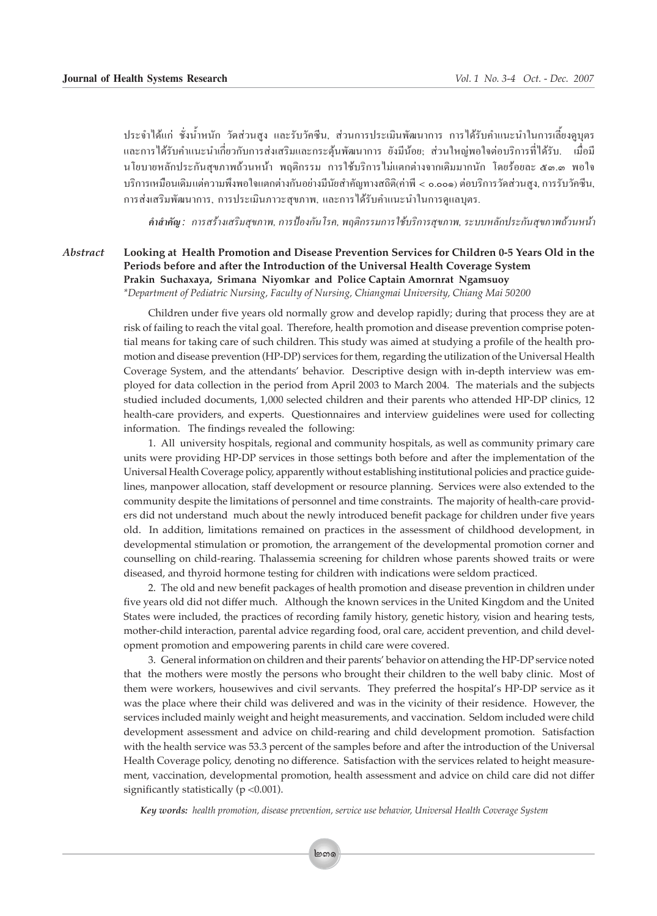ประจำได้แก่ ชั่งน้ำหนัก วัดส่วนสูง และรับวัคซีน, ส่วนการประเมินพัฒนาการ การได้รับคำแนะนำในการเลี้ยงดูบุตร และการได้รับคำแนะนำเกี่ยวกับการส่งเสริมและกระตุ้นพัฒนาการ ยังมีน้อย; ส่วนใหญ่พอใจต่อบริการที่ได้รับ. เมื่อมีนโยบายหลักประกันสุขภาพถ้วนหน้า พฤติกรรม การใช้บริการไม่แตกต่างจากเดิมมากนัก โดยร้อยละ ๕๓.๓ พอใจบริการเหมือนเดิมแต่ความพึงพอใจแตกต่างกันอย่างมีนัยสำคัญทางสถิติ(ค่าพี < ๐.๐๐๑) ต่อบริการวัดส่วนสูง, การรับวัคซีน, การส่งเสริมพัฒนาการ, การประเมินภาวะสุขภาพ, และการได้รับคำแนะนำในการดูแลบุตร.

***คำสำคัญ :*** *การสร้างเสริมสุขภาพ, การป้องกันโรค, พฤติกรรมการใช้บริการสุขภาพ, ระบบหลักประกันสุขภาพถ้วนหน้า*

*Abstract*

**Looking at Health Promotion and Disease Prevention Services for Children 0-5 Years Old in the Periods before and after the Introduction of the Universal Health Coverage System**

**Prakin Suchaxaya, Srimana Niyomkar and Police Captain Amornrat Ngamsuoy**

*\*Department of Pediatric Nursing, Faculty of Nursing, Chiangmai University, Chiang Mai 50200*

Children under five years old normally grow and develop rapidly; during that process they are at risk of failing to reach the vital goal. Therefore, health promotion and disease prevention comprise potential means for taking care of such children. This study was aimed at studying a profile of the health promotion and disease prevention (HP-DP) services for them, regarding the utilization of the Universal Health Coverage System, and the attendants' behavior. Descriptive design with in-depth interview was employed for data collection in the period from April 2003 to March 2004. The materials and the subjects studied included documents, 1,000 selected children and their parents who attended HP-DP clinics, 12 health-care providers, and experts. Questionnaires and interview guidelines were used for collecting information. The findings revealed the following:

1. All university hospitals, regional and community hospitals, as well as community primary care units were providing HP-DP services in those settings both before and after the implementation of the Universal Health Coverage policy, apparently without establishing institutional policies and practice guidelines, manpower allocation, staff development or resource planning. Services were also extended to the community despite the limitations of personnel and time constraints. The majority of health-care providers did not understand much about the newly introduced benefit package for children under five years old. In addition, limitations remained on practices in the assessment of childhood development, in developmental stimulation or promotion, the arrangement of the developmental promotion corner and counselling on child-rearing. Thalassemia screening for children whose parents showed traits or were diseased, and thyroid hormone testing for children with indications were seldom practiced.

2. The old and new benefit packages of health promotion and disease prevention in children under five years old did not differ much. Although the known services in the United Kingdom and the United States were included, the practices of recording family history, genetic history, vision and hearing tests, mother-child interaction, parental advice regarding food, oral care, accident prevention, and child development promotion and empowering parents in child care were covered.

3. General information on children and their parents' behavior on attending the HP-DP service noted that the mothers were mostly the persons who brought their children to the well baby clinic. Most of them were workers, housewives and civil servants. They preferred the hospital's HP-DP service as it was the place where their child was delivered and was in the vicinity of their residence. However, the services included mainly weight and height measurements, and vaccination. Seldom included were child development assessment and advice on child-rearing and child development promotion. Satisfaction with the health service was 53.3 percent of the samples before and after the introduction of the Universal Health Coverage policy, denoting no difference. Satisfaction with the services related to height measurement, vaccination, developmental promotion, health assessment and advice on child care did not differ significantly statistically ($p < 0.001$).

***Key words:*** *health promotion, disease prevention, service use behavior, Universal Health Coverage System*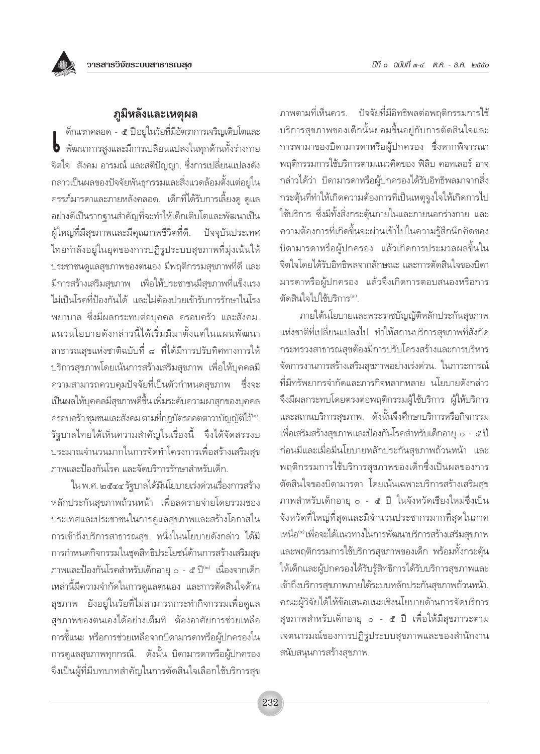## ภูมิหลังและเหตุผล

เด็กแรกคลอด - ๕ ปีอยู่ในวัยที่มีอัตราการเจริญเติบโตและพัฒนาการสูงและมีการเปลี่ยนแปลงในทุกด้านทั้งร่างกาย จิตใจ สังคม อารมณ์ และสติปัญญา, ซึ่งการเปลี่ยนแปลงดังกล่าวเป็นผลของปัจจัยพันธุกรรมและสิ่งแวดล้อมตั้งแต่อยู่ในครรภ์มารดาและภายหลังคลอด. เด็กที่ได้รับการเลี้ยงดู ดูแลอย่างดีเป็นรากฐานสำคัญที่จะทำให้เด็กเติบโตและพัฒนาเป็นผู้ใหญ่ที่มีสุขภาพและมีคุณภาพชีวิตที่ดี. ปัจจุบันประเทศไทยกำลังอยู่ในยุคของการปฏิรูประบบสุขภาพที่มุ่งเน้นให้ประชาชนดูแลสุขภาพของตนเอง มีพฤติกรรมสุขภาพที่ดี และมีการสร้างเสริมสุขภาพ เพื่อให้ประชาชนมีสุขภาพที่แข็งแรง ไม่เป็นโรคที่ป้องกันได้ และไม่ต้องป่วยเข้ารับการรักษาในโรงพยาบาล ซึ่งมีผลกระทบต่อบุคคล ครอบครัว และสังคม. แนวนโยบายดังกล่าวนี้ได้เริ่มมีมาตั้งแต่ในแผนพัฒนาสาธารณสุขแห่งชาติฉบับที่ ๘ ที่ได้มีการปรับทิศทางการให้บริการสุขภาพโดยเน้นการสร้างเสริมสุขภาพ เพื่อให้บุคคลมีความสามารถควบคุมปัจจัยที่เป็นตัวกำหนดสุขภาพ ซึ่งจะเป็นผลให้บุคคลมีสุขภาพดีขึ้นเพิ่มระดับความผาสุกของบุคคล ครอบครัว ชุมชนและสังคม ตามที่กฎบัตรออตตาวาบัญญัติไว้[๑]. รัฐบาลไทยได้เห็นความสำคัญในเรื่องนี้ จึงได้จัดสรรงบประมาณจำนวนมากในการจัดทำโครงการเพื่อสร้างเสริมสุขภาพและป้องกันโรค และจัดบริการรักษาสำหรับเด็ก.

ใน พ.ศ. ๒๕๔๔ รัฐบาลได้มีนโยบายเร่งด่วนเรื่องการสร้างหลักประกันสุขภาพถ้วนหน้า เพื่อลดรายจ่ายโดยรวมของประเทศและประชาชนในการดูแลสุขภาพและสร้างโอกาสในการเข้าถึงบริการสาธารณสุข. หนึ่งในนโยบายดังกล่าว ได้มีการกำหนดกิจกรรมในชุดสิทธิประโยชน์ด้านการสร้างเสริมสุขภาพและป้องกันโรคสำหรับเด็กอายุ ๐ - ๕ ปี[๒] เนื่องจากเด็กเหล่านี้มีความจำกัดในการดูแลตนเอง และการตัดสินใจด้านสุขภาพ ยังอยู่ในวัยที่ไม่สามารถกระทำกิจกรรมเพื่อดูแลสุขภาพของตนเองได้อย่างเต็มที่ ต้องอาศัยการช่วยเหลือ การชี้แนะ หรือการช่วยเหลือจากบิดามารดาหรือผู้ปกครองในการดูแลสุขภาพทุกกรณี. ดังนั้น บิดามารดาหรือผู้ปกครองจึงเป็นผู้ที่มีบทบาทสำคัญในการตัดสินใจเลือกใช้บริการสุขภาพตามที่เห็นควร. ปัจจัยที่มีอิทธิพลต่อพฤติกรรมการใช้บริการสุขภาพของเด็กนั้นย่อมขึ้นอยู่กับการตัดสินใจและการพามาของบิดามารดาหรือผู้ปกครอง ซึ่งหากพิจารณาพฤติกรรมการใช้บริการตามแนวคิดของ ฟิลิบ คอทเลอร์ อาจกล่าวได้ว่า บิดามารดาหรือผู้ปกครองได้รับอิทธิพลมาจากสิ่งกระตุ้นที่ทำให้เกิดความต้องการที่เป็นเหตุจูงใจให้เกิดการไปใช้บริการ ซึ่งมีทั้งสิ่งกระตุ้นภายในและภายนอกร่างกาย และความต้องการที่เกิดขึ้นจะผ่านเข้าไปในความรู้สึกนึกคิดของบิดามารดาหรือผู้ปกครอง แล้วเกิดการประมวลผลขึ้นในจิตใจโดยได้รับอิทธิพลจากลักษณะ และการตัดสินใจของบิดามารดาหรือผู้ปกครอง แล้วจึงเกิดการตอบสนองหรือการตัดสินใจไปใช้บริการ[๓].

ภายใต้นโยบายและพระราชบัญญัติหลักประกันสุขภาพแห่งชาติที่เปลี่ยนแปลงไป ทำให้สถานบริการสุขภาพที่สังกัดกระทรวงสาธารณสุขต้องมีการปรับโครงสร้างและการบริหารจัดการงานการสร้างเสริมสุขภาพอย่างเร่งด่วน. ในภาวะการณ์ที่มีทรัพยากรจำกัดและภารกิจหลากหลาย นโยบายดังกล่าวจึงมีผลกระทบโดยตรงต่อพฤติกรรมผู้ใช้บริการ ผู้ให้บริการ และสถานบริการสุขภาพ. ดังนั้นจึงศึกษาบริการหรือกิจกรรมเพื่อเสริมสร้างสุขภาพและป้องกันโรคสำหรับเด็กอายุ ๐ - ๕ ปี ก่อนมีและเมื่อมีนโยบายหลักประกันสุขภาพถ้วนหน้า และพฤติกรรมการใช้บริการสุขภาพของเด็กซึ่งเป็นผลของการตัดสินใจของบิดามารดา โดยเน้นเฉพาะบริการสร้างเสริมสุขภาพสำหรับเด็กอายุ ๐ - ๕ ปี ในจังหวัดเชียงใหม่ซึ่งเป็นจังหวัดที่ใหญ่ที่สุดและมีจำนวนประชากรมากที่สุดในภาคเหนือ[๔] เพื่อจะได้แนวทางในการพัฒนาบริการสร้างเสริมสุขภาพและพฤติกรรมการใช้บริการสุขภาพของเด็ก พร้อมทั้งกระตุ้นให้เด็กและผู้ปกครองได้รับรู้สิทธิการได้รับบริการสุขภาพและเข้าถึงบริการสุขภาพภายใต้ระบบหลักประกันสุขภาพถ้วนหน้า. คณะผู้วิจัยได้ให้ข้อเสนอแนะเชิงนโยบายด้านการจัดบริการสุขภาพสำหรับเด็กอายุ ๐ - ๕ ปี เพื่อให้มีสุขภาวะตามเจตนารมณ์ของการปฏิรูประบบสุขภาพและของสำนักงานสนับสนุนการสร้างสุขภาพ.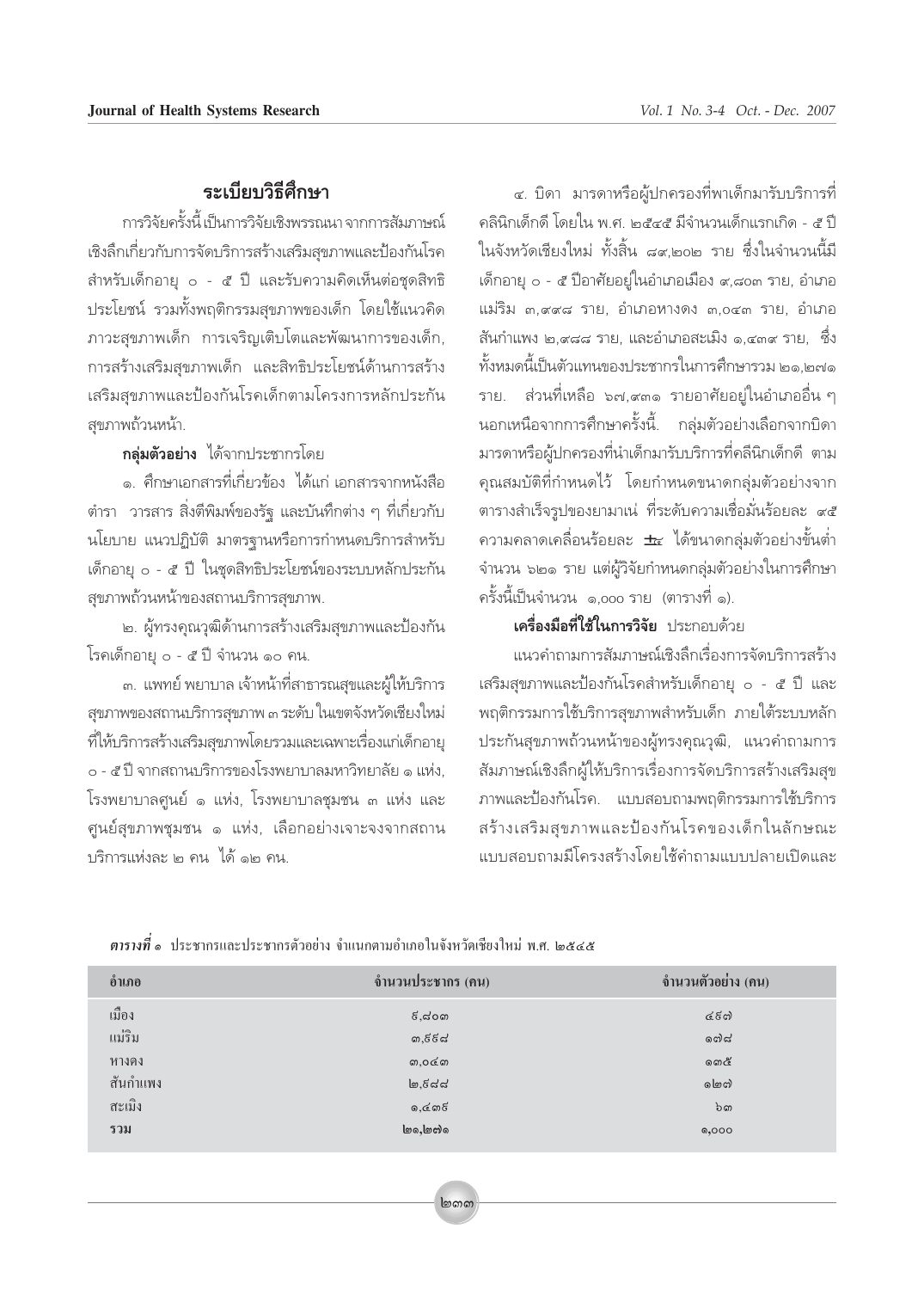## ระเบียบวิธีศึกษา

การวิจัยครั้งนี้เป็นการวิจัยเชิงพรรณนา จากการสัมภาษณ์เชิงลึกเกี่ยวกับการจัดบริการสร้างเสริมสุขภาพและป้องกันโรคสำหรับเด็กอายุ ๐ - ๕ ปี และรับความคิดเห็นต่อชุดสิทธิประโยชน์ รวมทั้งพฤติกรรมสุขภาพของเด็ก โดยใช้แนวคิดภาวะสุขภาพเด็ก การเจริญเติบโตและพัฒนาการของเด็ก, การสร้างเสริมสุขภาพเด็ก และสิทธิประโยชน์ด้านการสร้างเสริมสุขภาพและป้องกันโรคเด็กตามโครงการหลักประกันสุขภาพถ้วนหน้า.

**กลุ่มตัวอย่าง** ได้จากประชากรโดย

๑. ศึกษาเอกสารที่เกี่ยวข้อง ได้แก่ เอกสารจากหนังสือตำรา วารสาร สิ่งตีพิมพ์ของรัฐ และบันทึกต่าง ๆ ที่เกี่ยวกับนโยบาย แนวปฏิบัติ มาตรฐานหรือการกำหนดบริการสำหรับเด็กอายุ ๐ - ๕ ปี ในชุดสิทธิประโยชน์ของระบบหลักประกันสุขภาพถ้วนหน้าของสถานบริการสุขภาพ.

๒. ผู้ทรงคุณวุฒิด้านการสร้างเสริมสุขภาพและป้องกันโรคเด็กอายุ ๐ - ๕ ปี จำนวน ๑๐ คน.

๓. แพทย์ พยาบาล เจ้าหน้าที่สาธารณสุขและผู้ให้บริการสุขภาพของสถานบริการสุขภาพ ๓ ระดับ ในเขตจังหวัดเชียงใหม่ที่ให้บริการสร้างเสริมสุขภาพโดยรวมและเฉพาะเรื่องแก่เด็กอายุ ๐ - ๕ ปี จากสถานบริการของโรงพยาบาลมหาวิทยาลัย ๑ แห่ง, โรงพยาบาลศูนย์ ๑ แห่ง, โรงพยาบาลชุมชน ๓ แห่ง และศูนย์สุขภาพชุมชน ๑ แห่ง, เลือกอย่างเจาะจงจากสถานบริการแห่งละ ๒ คน ได้ ๑๒ คน.

๔. บิดา มารดาหรือผู้ปกครองที่พาเด็กมารับบริการที่คลินิกเด็กดี โดยใน พ.ศ. ๒๕๔๕ มีจำนวนเด็กแรกเกิด - ๕ ปี ในจังหวัดเชียงใหม่ ทั้งสิ้น ๘๙,๒๐๒ ราย ซึ่งในจำนวนนี้มีเด็กอายุ ๐ - ๕ ปีอาศัยอยู่ในอำเภอเมือง ๙,๘๐๓ ราย, อำเภอแม่ริม ๓,๙๙๘ ราย, อำเภอหางดง ๓,๐๔๓ ราย, อำเภอสันกำแพง ๒,๙๘๘ ราย, และอำเภอสะเมิง ๑,๔๓๙ ราย, ซึ่งทั้งหมดนี้เป็นตัวแทนของประชากรในการศึกษารวม ๒๑,๒๗๑ ราย. ส่วนที่เหลือ ๖๗,๙๓๑ รายอาศัยอยู่ในอำเภออื่น ๆ นอกเหนือจากการศึกษาครั้งนี้. กลุ่มตัวอย่างเลือกจากบิดามารดาหรือผู้ปกครองที่นำเด็กมารับบริการที่คลินิกเด็กดี ตามคุณสมบัติที่กำหนดไว้ โดยกำหนดขนาดกลุ่มตัวอย่างจากตารางสำเร็จรูปของยามาเน่ ที่ระดับความเชื่อมั่นร้อยละ ๙๕ ความคลาดเคลื่อนร้อยละ ±๔ ได้ขนาดกลุ่มตัวอย่างขั้นต่ำจำนวน ๖๒๑ ราย แต่ผู้วิจัยกำหนดกลุ่มตัวอย่างในการศึกษาครั้งนี้เป็นจำนวน ๑,๐๐๐ ราย (ตารางที่ ๑).

**เครื่องมือที่ใช้ในการวิจัย** ประกอบด้วย

แนวคำถามการสัมภาษณ์เชิงลึกเรื่องการจัดบริการสร้างเสริมสุขภาพและป้องกันโรคสำหรับเด็กอายุ ๐ - ๕ ปี และพฤติกรรมการใช้บริการสุขภาพสำหรับเด็ก ภายใต้ระบบหลักประกันสุขภาพถ้วนหน้าของผู้ทรงคุณวุฒิ, แนวคำถามการสัมภาษณ์เชิงลึกผู้ให้บริการเรื่องการจัดบริการสร้างเสริมสุขภาพและป้องกันโรค. แบบสอบถามพฤติกรรมการใช้บริการสร้างเสริมสุขภาพและป้องกันโรคของเด็กในลักษณะแบบสอบถามมีโครงสร้างโดยใช้คำถามแบบปลายเปิดและ

***ตารางที่ ๑*** ประชากรและประชากรตัวอย่าง จำแนกตามอำเภอในจังหวัดเชียงใหม่ พ.ศ. ๒๕๔๕

| อำเภอ | จำนวนประชากร (คน) | จำนวนตัวอย่าง (คน) |
|---|---|---|
| เมือง | ๙,๘๐๓ | ๔๙๗ |
| แม่ริม | ๓,๙๙๘ | ๑๗๘ |
| หางดง | ๓,๐๔๓ | ๑๓๕ |
| สันกำแพง | ๒,๙๘๘ | ๑๒๗ |
| สะเมิง | ๑,๔๓๙ | ๖๓ |
| **รวม** | **๒๑,๒๗๑** | **๑,๐๐๐** |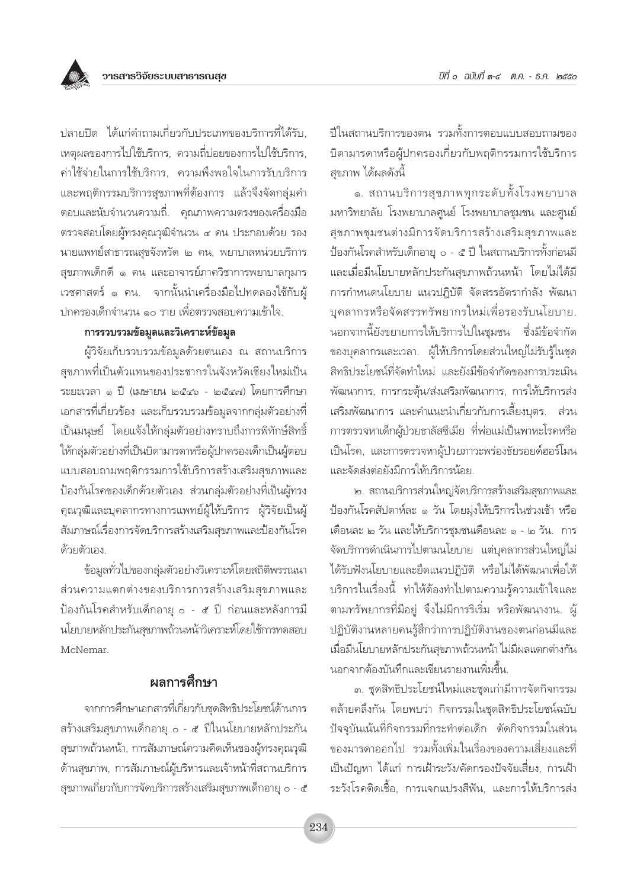ปลายปิด ได้แก่คำถามเกี่ยวกับประเภทของบริการที่ได้รับ, เหตุผลของการไปใช้บริการ, ความถี่บ่อยของการไปใช้บริการ, ค่าใช้จ่ายในการใช้บริการ, ความพึงพอใจในการรับบริการ และพฤติกรรมบริการสุขภาพที่ต้องการ แล้วจึงจัดกลุ่มคำตอบและนับจำนวนความถี่. คุณภาพความตรงของเครื่องมือตรวจสอบโดยผู้ทรงคุณวุฒิจำนวน ๔ คน ประกอบด้วย รองนายแพทย์สาธารณสุขจังหวัด ๒ คน, พยาบาลหน่วยบริการสุขภาพเด็กดี ๑ คน และอาจารย์ภาควิชาการพยาบาลกุมารเวชศาสตร์ ๑ คน. จากนั้นนำเครื่องมือไปทดลองใช้กับผู้ปกครองเด็กจำนวน ๑๐ ราย เพื่อตรวจสอบความเข้าใจ.

**การรวบรวมข้อมูลและวิเคราะห์ข้อมูล**

ผู้วิจัยเก็บรวบรวมข้อมูลด้วยตนเอง ณ สถานบริการสุขภาพที่เป็นตัวแทนของประชากรในจังหวัดเชียงใหม่เป็นระยะเวลา ๑ ปี (เมษายน ๒๕๔๖ - ๒๕๔๗) โดยการศึกษาเอกสารที่เกี่ยวข้อง และเก็บรวบรวมข้อมูลจากกลุ่มตัวอย่างที่เป็นมนุษย์ โดยแจ้งให้กลุ่มตัวอย่างทราบถึงการพิทักษ์สิทธิ์ ให้กลุ่มตัวอย่างที่เป็นบิดามารดาหรือผู้ปกครองเด็กเป็นผู้ตอบแบบสอบถามพฤติกรรมการใช้บริการสร้างเสริมสุขภาพและป้องกันโรคของเด็กด้วยตัวเอง ส่วนกลุ่มตัวอย่างที่เป็นผู้ทรงคุณวุฒิและบุคลากรทางการแพทย์ผู้ให้บริการ ผู้วิจัยเป็นผู้สัมภาษณ์เรื่องการจัดบริการสร้างเสริมสุขภาพและป้องกันโรคด้วยตัวเอง.

ข้อมูลทั่วไปของกลุ่มตัวอย่างวิเคราะห์โดยสถิติพรรณนา ส่วนความแตกต่างของบริการการสร้างเสริมสุขภาพและป้องกันโรคสำหรับเด็กอายุ ๐ - ๕ ปี ก่อนและหลังการมีนโยบายหลักประกันสุขภาพถ้วนหน้าวิเคราะห์โดยใช้การทดสอบ McNemar.

## ผลการศึกษา

จากการศึกษาเอกสารที่เกี่ยวกับชุดสิทธิประโยชน์ด้านการสร้างเสริมสุขภาพเด็กอายุ ๐ - ๕ ปีในนโยบายหลักประกันสุขภาพถ้วนหน้า, การสัมภาษณ์ความคิดเห็นของผู้ทรงคุณวุฒิด้านสุขภาพ, การสัมภาษณ์ผู้บริหารและเจ้าหน้าที่สถานบริการสุขภาพเกี่ยวกับการจัดบริการสร้างเสริมสุขภาพเด็กอายุ ๐ - ๕ ปีในสถานบริการของตน รวมทั้งการตอบแบบสอบถามของบิดามารดาหรือผู้ปกครองเกี่ยวกับพฤติกรรมการใช้บริการสุขภาพ ได้ผลดังนี้

๑. สถานบริการสุขภาพทุกระดับทั้งโรงพยาบาลมหาวิทยาลัย โรงพยาบาลศูนย์ โรงพยาบาลชุมชน และศูนย์สุขภาพชุมชนต่างมีการจัดบริการสร้างเสริมสุขภาพและป้องกันโรคสำหรับเด็กอายุ ๐ - ๕ ปี ในสถานบริการทั้งก่อนมีและเมื่อมีนโยบายหลักประกันสุขภาพถ้วนหน้า โดยไม่ได้มีการกำหนดนโยบาย แนวปฏิบัติ จัดสรรอัตรากำลัง พัฒนาบุคลากรหรือจัดสรรทรัพยากรใหม่เพื่อรองรับนโยบาย. นอกจากนี้ยังขยายการให้บริการไปในชุมชน ซึ่งมีข้อจำกัดของบุคลากรและเวลา. ผู้ให้บริการโดยส่วนใหญ่ไม่รับรู้ในชุดสิทธิประโยชน์ที่จัดทำใหม่ และยังมีข้อจำกัดของการประเมินพัฒนาการ, การกระตุ้น/ส่งเสริมพัฒนาการ, การให้บริการส่งเสริมพัฒนาการ และคำแนะนำเกี่ยวกับการเลี้ยงบุตร. ส่วนการตรวจหาเด็กผู้ป่วยธาลัสซีเมีย ที่พ่อแม่เป็นพาหะโรคหรือเป็นโรค, และการตรวจหาผู้ป่วยภาวะพร่องธัยรอยด์ฮอร์โมนและจัดส่งต่อยังมีการให้บริการน้อย.

๒. สถานบริการส่วนใหญ่จัดบริการสร้างเสริมสุขภาพและป้องกันโรคสัปดาห์ละ ๑ วัน โดยมุ่งให้บริการในช่วงเช้า หรือเดือนละ ๒ วัน และให้บริการชุมชนเดือนละ ๑ - ๒ วัน. การจัดบริการดำเนินการไปตามนโยบาย แต่บุคลากรส่วนใหญ่ไม่ได้รับฟังนโยบายและยึดแนวปฏิบัติ หรือไม่ได้พัฒนาเพื่อให้บริการในเรื่องนี้ ทำให้ต้องทำไปตามความรู้ความเข้าใจและตามทรัพยากรที่มีอยู่ จึงไม่มีการริเริ่ม หรือพัฒนางาน. ผู้ปฏิบัติงานหลายคนรู้สึกว่าการปฏิบัติงานของตนก่อนมีและเมื่อมีนโยบายหลักประกันสุขภาพถ้วนหน้า ไม่มีผลแตกต่างกัน นอกจากต้องบันทึกและเขียนรายงานเพิ่มขึ้น.

๓. ชุดสิทธิประโยชน์ใหม่และชุดเก่ามีการจัดกิจกรรมคล้ายคลึงกัน โดยพบว่า กิจกรรมในชุดสิทธิประโยชน์ฉบับปัจจุบันเน้นที่กิจกรรมที่กระทำต่อเด็ก ตัดกิจกรรมในส่วนของมารดาออกไป รวมทั้งเพิ่มในเรื่องของความเสี่ยงและที่เป็นปัญหา ได้แก่ การเฝ้าระวัง/คัดกรองปัจจัยเสี่ยง, การเฝ้าระวังโรคติดเชื้อ, การแจกแปรงสีฟัน, และการให้บริการส่ง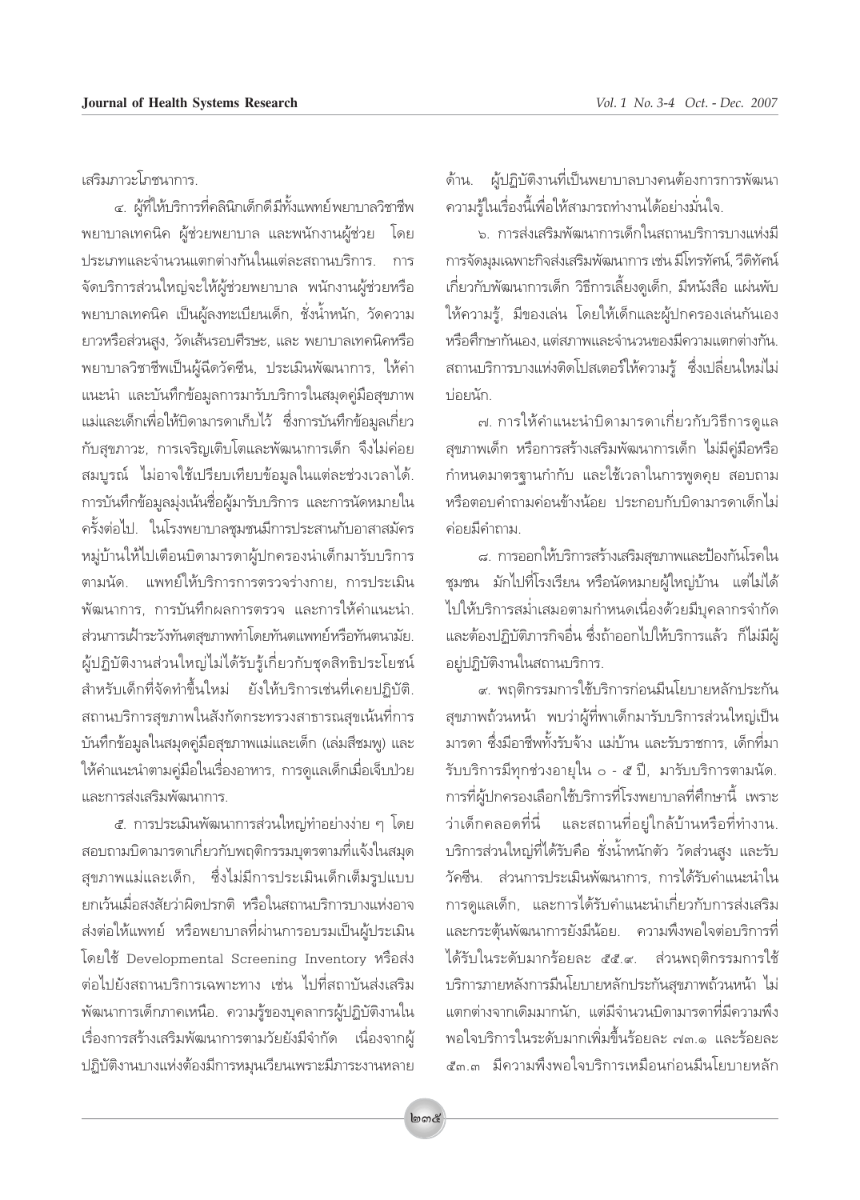เสริมภาวะโภชนาการ.

๔. ผู้ที่ให้บริการที่คลินิกเด็กดีมีทั้งแพทย์ พยาบาลวิชาชีพ พยาบาลเทคนิค ผู้ช่วยพยาบาล และพนักงานผู้ช่วย โดยประเภทและจำนวนแตกต่างกันในแต่ละสถานบริการ. การจัดบริการส่วนใหญ่จะให้ผู้ช่วยพยาบาล พนักงานผู้ช่วยหรือพยาบาลเทคนิค เป็นผู้ลงทะเบียนเด็ก, ชั่งน้ำหนัก, วัดความยาวหรือส่วนสูง, วัดเส้นรอบศีรษะ, และ พยาบาลเทคนิคหรือพยาบาลวิชาชีพเป็นผู้ฉีดวัคซีน, ประเมินพัฒนาการ, ให้คำแนะนำ และบันทึกข้อมูลการมารับบริการในสมุดคู่มือสุขภาพแม่และเด็กเพื่อให้บิดามารดาเก็บไว้ ซึ่งการบันทึกข้อมูลเกี่ยวกับสุขภาวะ, การเจริญเติบโตและพัฒนาการเด็ก จึงไม่ค่อยสมบูรณ์ ไม่อาจใช้เปรียบเทียบข้อมูลในแต่ละช่วงเวลาได้. การบันทึกข้อมูลมุ่งเน้นชื่อผู้มารับบริการ และการนัดหมายในครั้งต่อไป. ในโรงพยาบาลชุมชนมีการประสานกับอาสาสมัครหมู่บ้านให้ไปเตือนบิดามารดาผู้ปกครองนำเด็กมารับบริการตามนัด. แพทย์ให้บริการการตรวจร่างกาย, การประเมินพัฒนาการ, การบันทึกผลการตรวจ และการให้คำแนะนำ. ส่วนการเฝ้าระวังทันตสุขภาพทำโดยทันตแพทย์หรือทันตนามัย. ผู้ปฏิบัติงานส่วนใหญ่ไม่ได้รับรู้เกี่ยวกับชุดสิทธิประโยชน์สำหรับเด็กที่จัดทำขึ้นใหม่ ยังให้บริการเช่นที่เคยปฏิบัติ. สถานบริการสุขภาพในสังกัดกระทรวงสาธารณสุขเน้นที่การบันทึกข้อมูลในสมุดคู่มือสุขภาพแม่และเด็ก (เล่มสีชมพู) และให้คำแนะนำตามคู่มือในเรื่องอาหาร, การดูแลเด็กเมื่อเจ็บป่วย และการส่งเสริมพัฒนาการ.

๕. การประเมินพัฒนาการส่วนใหญ่ทำอย่างง่าย ๆ โดยสอบถามบิดามารดาเกี่ยวกับพฤติกรรมบุตรตามที่แจ้งในสมุดสุขภาพแม่และเด็ก, ซึ่งไม่มีการประเมินเด็กเต็มรูปแบบ ยกเว้นเมื่อสงสัยว่าผิดปรกติ หรือในสถานบริการบางแห่งอาจส่งต่อให้แพทย์ หรือพยาบาลที่ผ่านการอบรมเป็นผู้ประเมิน โดยใช้ Developmental Screening Inventory หรือส่งต่อไปยังสถานบริการเฉพาะทาง เช่น ไปที่สถาบันส่งเสริมพัฒนาการเด็กภาคเหนือ. ความรู้ของบุคลากรผู้ปฏิบัติงานในเรื่องการสร้างเสริมพัฒนาการตามวัยยังมีจำกัด เนื่องจากผู้ปฏิบัติงานบางแห่งต้องมีการหมุนเวียนเพราะมีภาระงานหลายด้าน. ผู้ปฏิบัติงานที่เป็นพยาบาลบางคนต้องการการพัฒนาความรู้ในเรื่องนี้เพื่อให้สามารถทำงานได้อย่างมั่นใจ.

๖. การส่งเสริมพัฒนาการเด็กในสถานบริการบางแห่งมีการจัดมุมเฉพาะกิจส่งเสริมพัฒนาการ เช่น มีโทรทัศน์, วีดิทัศน์เกี่ยวกับพัฒนาการเด็ก วิธีการเลี้ยงดูเด็ก, มีหนังสือ แผ่นพับให้ความรู้, มีของเล่น โดยให้เด็กและผู้ปกครองเล่นกันเองหรือศึกษากันเอง, แต่สภาพและจำนวนของมีความแตกต่างกัน. สถานบริการบางแห่งติดโปสเตอร์ให้ความรู้ ซึ่งเปลี่ยนใหม่ไม่บ่อยนัก.

๗. การให้คำแนะนำบิดามารดาเกี่ยวกับวิธีการดูแลสุขภาพเด็ก หรือการสร้างเสริมพัฒนาการเด็ก ไม่มีคู่มือหรือกำหนดมาตรฐานกำกับ และใช้เวลาในการพูดคุย สอบถามหรือตอบคำถามค่อนข้างน้อย ประกอบกับบิดามารดาเด็กไม่ค่อยมีคำถาม.

๘. การออกให้บริการสร้างเสริมสุขภาพและป้องกันโรคในชุมชน มักไปที่โรงเรียน หรือนัดหมายผู้ใหญ่บ้าน แต่ไม่ได้ไปให้บริการสม่ำเสมอตามกำหนดเนื่องด้วยมีบุคลากรจำกัด และต้องปฏิบัติภารกิจอื่น ซึ่งถ้าออกไปให้บริการแล้ว ก็ไม่มีผู้อยู่ปฏิบัติงานในสถานบริการ.

๙. พฤติกรรมการใช้บริการก่อนมีนโยบายหลักประกันสุขภาพถ้วนหน้า พบว่าผู้ที่พาเด็กมารับบริการส่วนใหญ่เป็นมารดา ซึ่งมีอาชีพทั้งรับจ้าง แม่บ้าน และรับราชการ, เด็กที่มารับบริการมีทุกช่วงอายุใน ๐ - ๕ ปี, มารับบริการตามนัด. การที่ผู้ปกครองเลือกใช้บริการที่โรงพยาบาลที่ศึกษานี้ เพราะว่าเด็กคลอดที่นี่ และสถานที่อยู่ใกล้บ้านหรือที่ทำงาน. บริการส่วนใหญ่ที่ได้รับคือ ชั่งน้ำหนักตัว วัดส่วนสูง และรับวัคซีน. ส่วนการประเมินพัฒนาการ, การได้รับคำแนะนำในการดูแลเด็ก, และการได้รับคำแนะนำเกี่ยวกับการส่งเสริมและกระตุ้นพัฒนาการยังมีน้อย. ความพึงพอใจต่อบริการที่ได้รับในระดับมากร้อยละ ๕๕.๙. ส่วนพฤติกรรมการใช้บริการภายหลังการมีนโยบายหลักประกันสุขภาพถ้วนหน้า ไม่แตกต่างจากเดิมมากนัก, แต่มีจำนวนบิดามารดาที่มีความพึงพอใจบริการในระดับมากเพิ่มขึ้นร้อยละ ๗๓.๑ และร้อยละ ๕๓.๓ มีความพึงพอใจบริการเหมือนก่อนมีนโยบายหลัก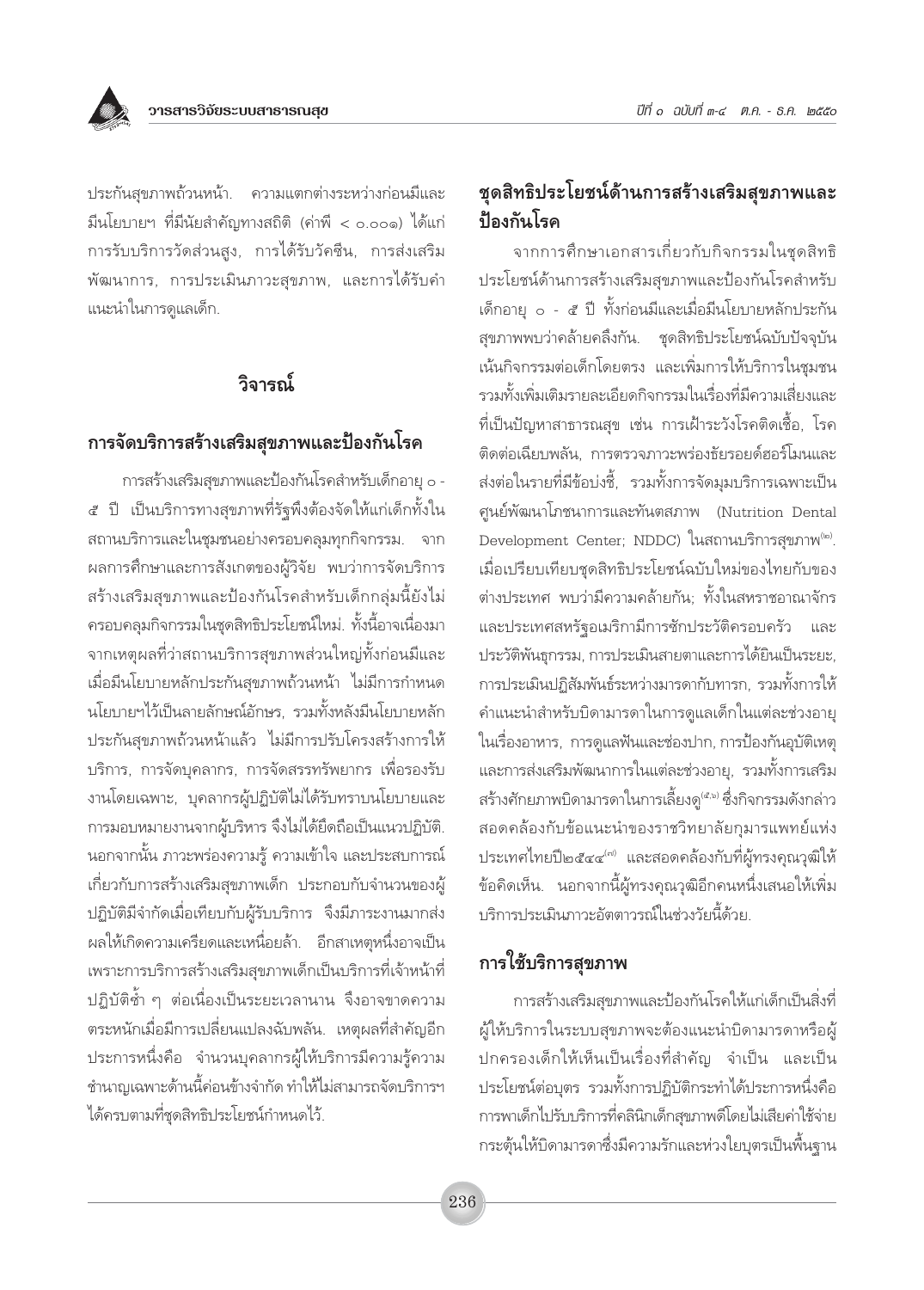ประกันสุขภาพถ้วนหน้า. ความแตกต่างระหว่างก่อนมีและมีนโยบายฯ ที่มีนัยสำคัญทางสถิติ (ค่าพี < ๐.๐๐๑) ได้แก่ การรับบริการวัดส่วนสูง, การได้รับวัคซีน, การส่งเสริมพัฒนาการ, การประเมินภาวะสุขภาพ, และการได้รับคำแนะนำในการดูแลเด็ก.

## วิจารณ์

### การจัดบริการสร้างเสริมสุขภาพและป้องกันโรค

การสร้างเสริมสุขภาพและป้องกันโรคสำหรับเด็กอายุ ๐ - ๕ ปี เป็นบริการทางสุขภาพที่รัฐพึงต้องจัดให้แก่เด็กทั้งในสถานบริการและในชุมชนอย่างครอบคลุมทุกกิจกรรม. จากผลการศึกษาและการสังเกตของผู้วิจัย พบว่าการจัดบริการสร้างเสริมสุขภาพและป้องกันโรคสำหรับเด็กกลุ่มนี้ยังไม่ครอบคลุมกิจกรรมในชุดสิทธิประโยชน์ใหม่. ทั้งนี้อาจเนื่องมาจากเหตุผลที่ว่าสถานบริการสุขภาพส่วนใหญ่ทั้งก่อนมีและเมื่อมีนโยบายหลักประกันสุขภาพถ้วนหน้า ไม่มีการกำหนดนโยบายฯไว้เป็นลายลักษณ์อักษร, รวมทั้งหลังมีนโยบายหลักประกันสุขภาพถ้วนหน้าแล้ว ไม่มีการปรับโครงสร้างการให้บริการ, การจัดบุคลากร, การจัดสรรทรัพยากร เพื่อรองรับงานโดยเฉพาะ, บุคลากรผู้ปฏิบัติไม่ได้รับทราบนโยบายและการมอบหมายงานจากผู้บริหาร จึงไม่ได้ยึดถือเป็นแนวปฏิบัติ. นอกจากนั้น ภาวะพร่องความรู้ ความเข้าใจ และประสบการณ์เกี่ยวกับการสร้างเสริมสุขภาพเด็ก ประกอบกับจำนวนของผู้ปฏิบัติมีจำกัดเมื่อเทียบกับผู้รับบริการ จึงมีภาระงานมากส่งผลให้เกิดความเครียดและเหนื่อยล้า. อีกสาเหตุหนึ่งอาจเป็นเพราะการบริการสร้างเสริมสุขภาพเด็กเป็นบริการที่เจ้าหน้าที่ปฏิบัติซ้ำ ๆ ต่อเนื่องเป็นระยะเวลานาน จึงอาจขาดความตระหนักเมื่อมีการเปลี่ยนแปลงฉับพลัน. เหตุผลที่สำคัญอีกประการหนึ่งคือ จำนวนบุคลากรผู้ให้บริการมีความรู้ความชำนาญเฉพาะด้านนี้ค่อนข้างจำกัด ทำให้ไม่สามารถจัดบริการฯ ได้ครบตามที่ชุดสิทธิประโยชน์กำหนดไว้.

### ชุดสิทธิประโยชน์ด้านการสร้างเสริมสุขภาพและป้องกันโรค

จากการศึกษาเอกสารเกี่ยวกับกิจกรรมในชุดสิทธิประโยชน์ด้านการสร้างเสริมสุขภาพและป้องกันโรคสำหรับเด็กอายุ ๐ - ๕ ปี ทั้งก่อนมีและเมื่อมีนโยบายหลักประกันสุขภาพพบว่าคล้ายคลึงกัน. ชุดสิทธิประโยชน์ฉบับปัจจุบันเน้นกิจกรรมต่อเด็กโดยตรง และเพิ่มการให้บริการในชุมชน รวมทั้งเพิ่มเติมรายละเอียดกิจกรรมในเรื่องที่มีความเสี่ยงและที่เป็นปัญหาสาธารณสุข เช่น การเฝ้าระวังโรคติดเชื้อ, โรคติดต่อเฉียบพลัน, การตรวจภาวะพร่องธัยรอยด์ฮอร์โมนและส่งต่อในรายที่มีข้อบ่งชี้, รวมทั้งการจัดมุมบริการเฉพาะเป็นศูนย์พัฒนาโภชนาการและทันตสภาพ (Nutrition Dental Development Center; NDDC) ในสถานบริการสุขภาพ[๒]. เมื่อเปรียบเทียบชุดสิทธิประโยชน์ฉบับใหม่ของไทยกับของต่างประเทศ พบว่ามีความคล้ายกัน; ทั้งในสหราชอาณาจักรและประเทศสหรัฐอเมริกามีการซักประวัติครอบครัว และประวัติพันธุกรรม, การประเมินสายตาและการได้ยินเป็นระยะ, การประเมินปฏิสัมพันธ์ระหว่างมารดากับทารก, รวมทั้งการให้คำแนะนำสำหรับบิดามารดาในการดูแลเด็กในแต่ละช่วงอายุในเรื่องอาหาร, การดูแลฟันและช่องปาก, การป้องกันอุบัติเหตุและการส่งเสริมพัฒนาการในแต่ละช่วงอายุ, รวมทั้งการเสริมสร้างศักยภาพบิดามารดาในการเลี้ยงดู[๔,๖] ซึ่งกิจกรรมดังกล่าวสอดคล้องกับข้อแนะนำของราชวิทยาลัยกุมารแพทย์แห่งประเทศไทยปี๒๕๔๔[๗] และสอดคล้องกับที่ผู้ทรงคุณวุฒิให้ข้อคิดเห็น. นอกจากนี้ผู้ทรงคุณวุฒิอีกคนหนึ่งเสนอให้เพิ่มบริการประเมินภาวะอัตตาวรณ์ในช่วงวัยนี้ด้วย.

### การใช้บริการสุขภาพ

การสร้างเสริมสุขภาพและป้องกันโรคให้แก่เด็กเป็นสิ่งที่ผู้ให้บริการในระบบสุขภาพจะต้องแนะนำบิดามารดาหรือผู้ปกครองเด็กให้เห็นเป็นเรื่องที่สำคัญ จำเป็น และเป็นประโยชน์ต่อบุตร รวมทั้งการปฏิบัติกระทำได้ประการหนึ่งคือ การพาเด็กไปรับบริการที่คลินิกเด็กสุขภาพดีโดยไม่เสียค่าใช้จ่าย กระตุ้นให้บิดามารดาซึ่งมีความรักและห่วงใยบุตรเป็นพื้นฐาน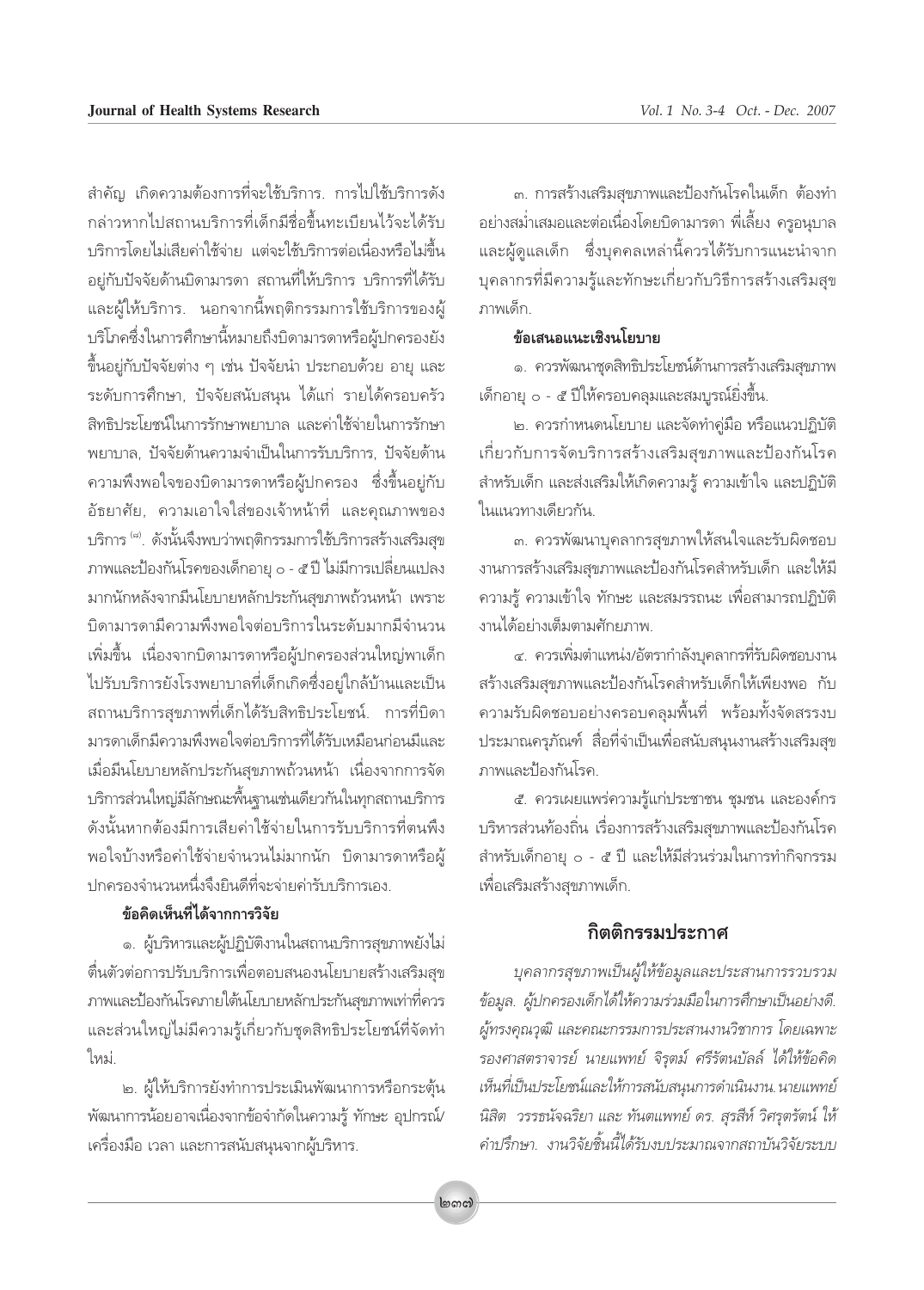สำคัญ เกิดความต้องการที่จะใช้บริการ. การไปใช้บริการดังกล่าวหากไปสถานบริการที่เด็กมีชื่อขึ้นทะเบียนไว้จะได้รับบริการโดยไม่เสียค่าใช้จ่าย แต่จะใช้บริการต่อเนื่องหรือไม่ขึ้นอยู่กับปัจจัยด้านบิดามารดา สถานที่ให้บริการ บริการที่ได้รับ และผู้ให้บริการ. นอกจากนี้พฤติกรรมการใช้บริการของผู้บริโภคซึ่งในการศึกษานี้หมายถึงบิดามารดาหรือผู้ปกครองยังขึ้นอยู่กับปัจจัยต่าง ๆ เช่น ปัจจัยนำ ประกอบด้วย อายุ และระดับการศึกษา, ปัจจัยสนับสนุน ได้แก่ รายได้ครอบครัว สิทธิประโยชน์ในการรักษาพยาบาล และค่าใช้จ่ายในการรักษาพยาบาล, ปัจจัยด้านความจำเป็นในการรับบริการ, ปัจจัยด้านความพึงพอใจของบิดามารดาหรือผู้ปกครอง ซึ่งขึ้นอยู่กับอัธยาศัย, ความเอาใจใส่ของเจ้าหน้าที่ และคุณภาพของบริการ [๗]. ดังนั้นจึงพบว่าพฤติกรรมการใช้บริการสร้างเสริมสุขภาพและป้องกันโรคของเด็กอายุ ๐ - ๕ ปีไม่มีการเปลี่ยนแปลงมากนักหลังจากมีนโยบายหลักประกันสุขภาพถ้วนหน้า เพราะบิดามารดามีความพึงพอใจต่อบริการในระดับมากมีจำนวนเพิ่มขึ้น เนื่องจากบิดามารดาหรือผู้ปกครองส่วนใหญ่พาเด็กไปรับบริการยังโรงพยาบาลที่เด็กเกิดซึ่งอยู่ใกล้บ้านและเป็นสถานบริการสุขภาพที่เด็กได้รับสิทธิประโยชน์. การที่บิดามารดาเด็กมีความพึงพอใจต่อบริการที่ได้รับเหมือนก่อนมีและเมื่อมีนโยบายหลักประกันสุขภาพถ้วนหน้า เนื่องจากการจัดบริการส่วนใหญ่มีลักษณะพื้นฐานเช่นเดียวกันในทุกสถานบริการ ดังนั้นหากต้องมีการเสียค่าใช้จ่ายในการรับบริการที่ตนพึงพอใจบ้างหรือค่าใช้จ่ายจำนวนไม่มากนัก บิดามารดาหรือผู้ปกครองจำนวนหนึ่งจึงยินดีที่จะจ่ายค่ารับบริการเอง.

### ข้อคิดเห็นที่ได้จากการวิจัย

๑. ผู้บริหารและผู้ปฏิบัติงานในสถานบริการสุขภาพยังไม่ตื่นตัวต่อการปรับบริการเพื่อตอบสนองนโยบายสร้างเสริมสุขภาพและป้องกันโรคภายใต้นโยบายหลักประกันสุขภาพเท่าที่ควร และส่วนใหญ่ไม่มีความรู้เกี่ยวกับชุดสิทธิประโยชน์ที่จัดทำใหม่.

๒. ผู้ให้บริการยังทำการประเมินพัฒนาการหรือกระตุ้นพัฒนาการน้อยอาจเนื่องจากข้อจำกัดในความรู้ ทักษะ อุปกรณ์/เครื่องมือ เวลา และการสนับสนุนจากผู้บริหาร.

๓. การสร้างเสริมสุขภาพและป้องกันโรคในเด็ก ต้องทำอย่างสม่ำเสมอและต่อเนื่องโดยบิดามารดา พี่เลี้ยง ครูอนุบาล และผู้ดูแลเด็ก ซึ่งบุคคลเหล่านี้ควรได้รับการแนะนำจากบุคลากรที่มีความรู้และทักษะเกี่ยวกับวิธีการสร้างเสริมสุขภาพเด็ก.

### ข้อเสนอแนะเชิงนโยบาย

๑. ควรพัฒนาชุดสิทธิประโยชน์ด้านการสร้างเสริมสุขภาพเด็กอายุ ๐ - ๕ ปีให้ครอบคลุมและสมบูรณ์ยิ่งขึ้น.

๒. ควรกำหนดนโยบาย และจัดทำคู่มือ หรือแนวปฏิบัติเกี่ยวกับการจัดบริการสร้างเสริมสุขภาพและป้องกันโรคสำหรับเด็ก และส่งเสริมให้เกิดความรู้ ความเข้าใจ และปฏิบัติในแนวทางเดียวกัน.

๓. ควรพัฒนาบุคลากรสุขภาพให้สนใจและรับผิดชอบงานการสร้างเสริมสุขภาพและป้องกันโรคสำหรับเด็ก และให้มีความรู้ ความเข้าใจ ทักษะ และสมรรถนะ เพื่อสามารถปฏิบัติงานได้อย่างเต็มตามศักยภาพ.

๔. ควรเพิ่มตำแหน่ง/อัตรากำลังบุคลากรที่รับผิดชอบงานสร้างเสริมสุขภาพและป้องกันโรคสำหรับเด็กให้เพียงพอ กับความรับผิดชอบอย่างครอบคลุมพื้นที่ พร้อมทั้งจัดสรรงบประมาณครุภัณฑ์ สื่อที่จำเป็นเพื่อสนับสนุนงานสร้างเสริมสุขภาพและป้องกันโรค.

๕. ควรเผยแพร่ความรู้แก่ประชาชน ชุมชน และองค์กรบริหารส่วนท้องถิ่น เรื่องการสร้างเสริมสุขภาพและป้องกันโรคสำหรับเด็กอายุ ๐ - ๕ ปี และให้มีส่วนร่วมในการทำกิจกรรมเพื่อเสริมสร้างสุขภาพเด็ก.

## กิตติกรรมประกาศ

*บุคลากรสุขภาพเป็นผู้ให้ข้อมูลและประสานการรวบรวมข้อมูล. ผู้ปกครองเด็กได้ให้ความร่วมมือในการศึกษาเป็นอย่างดี. ผู้ทรงคุณวุฒิ และคณะกรรมการประสานงานวิชาการ โดยเฉพาะรองศาสตราจารย์ นายแพทย์ จิรุตม์ ศรีรัตนบัลล์ ได้ให้ข้อคิดเห็นที่เป็นประโยชน์และให้การสนับสนุนการดำเนินงาน. นายแพทย์นิสิต วรรธนัจฉริยา และ ทันตแพทย์ ดร. สุรสีห์ วิศรุตรัตน์ ให้คำปรึกษา. งานวิจัยชิ้นนี้ได้รับงบประมาณจากสถาบันวิจัยระบบ*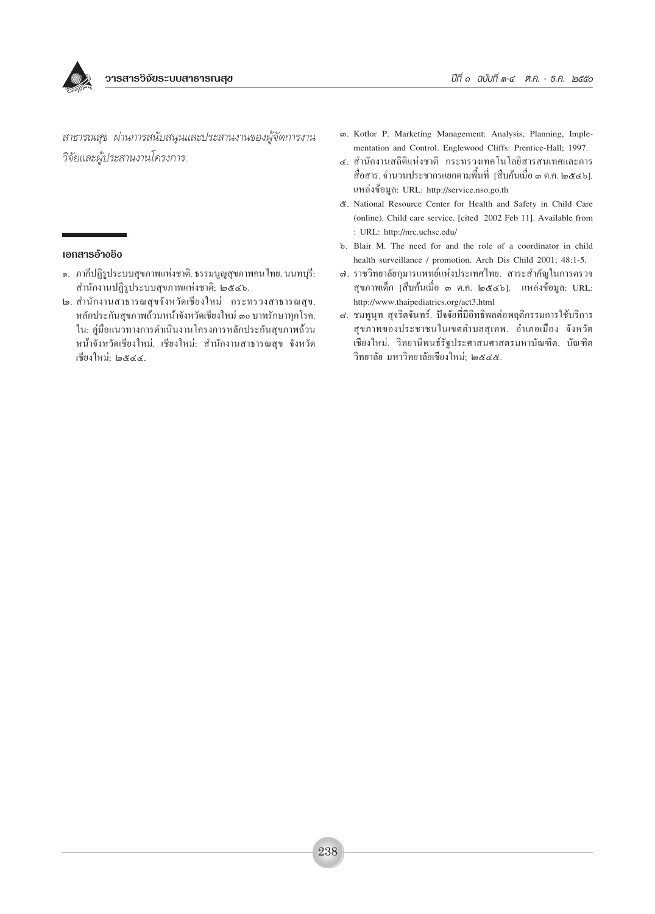*สาธารณสุข ผ่านการสนับสนุนและประสานงานของผู้จัดการงานวิจัยและผู้ประสานงานโครงการ.*

## เอกสารอ้างอิง

๑. ภาคีปฏิรูประบบสุขภาพแห่งชาติ. ธรรมนูญสุขภาพคนไทย. นนทบุรี: สำนักงานปฏิรูประบบสุขภาพแห่งชาติ; ๒๕๔๖.

๒. สำนักงานสาธารณสุขจังหวัดเชียงใหม่ กระทรวงสาธารณสุข. หลักประกันสุขภาพถ้วนหน้าจังหวัดเชียงใหม่ ๓๐ บาทรักษาทุกโรค. ใน: คู่มือแนวทางการดำเนินงานโครงการหลักประกันสุขภาพถ้วนหน้าจังหวัดเชียงใหม่. เชียงใหม่: สำนักงานสาธารณสุข จังหวัดเชียงใหม่; ๒๕๔๔.

๓. Kotlor P. Marketing Management: Analysis, Planning, Implementation and Control. Englewood Cliffs: Prentice-Hall; 1997.

๔. สำนักงานสถิติแห่งชาติ กระทรวงเทคโนโลยีสารสนเทศและการสื่อสาร. จำนวนประชากรแยกตามพื้นที่ [สืบค้นเมื่อ ๓ ต.ค. ๒๕๔๖]. แหล่งข้อมูล: URL: http://service.nso.go.th

๕. National Resource Center for Health and Safety in Child Care (online). Child care service. [cited 2002 Feb 11]. Available from : URL: http://nrc.uchsc.edu/

๖. Blair M. The need for and the role of a coordinator in child health surveillance / promotion. Arch Dis Child 2001; 48:1-5.

๗. ราชวิทยาลัยกุมารแพทย์แห่งประเทศไทย. สาระสำคัญในการตรวจสุขภาพเด็ก [สืบค้นเมื่อ ๓ ต.ค. ๒๕๔๖]. แหล่งข้อมูล: URL: http://www.thaipediatrics.org/act3.html

๘. ชมพูนุท สุจริตจันทร์. ปัจจัยที่มีอิทธิพลต่อพฤติกรรมการใช้บริการสุขภาพของประชาชนในเขตตำบลสุเทพ. อำเภอเมือง จังหวัดเชียงใหม่. วิทยานิพนธ์รัฐประศาสนศาสตรมหาบัณฑิต, บัณฑิตวิทยาลัย มหาวิทยาลัยเชียงใหม่; ๒๕๔๕.